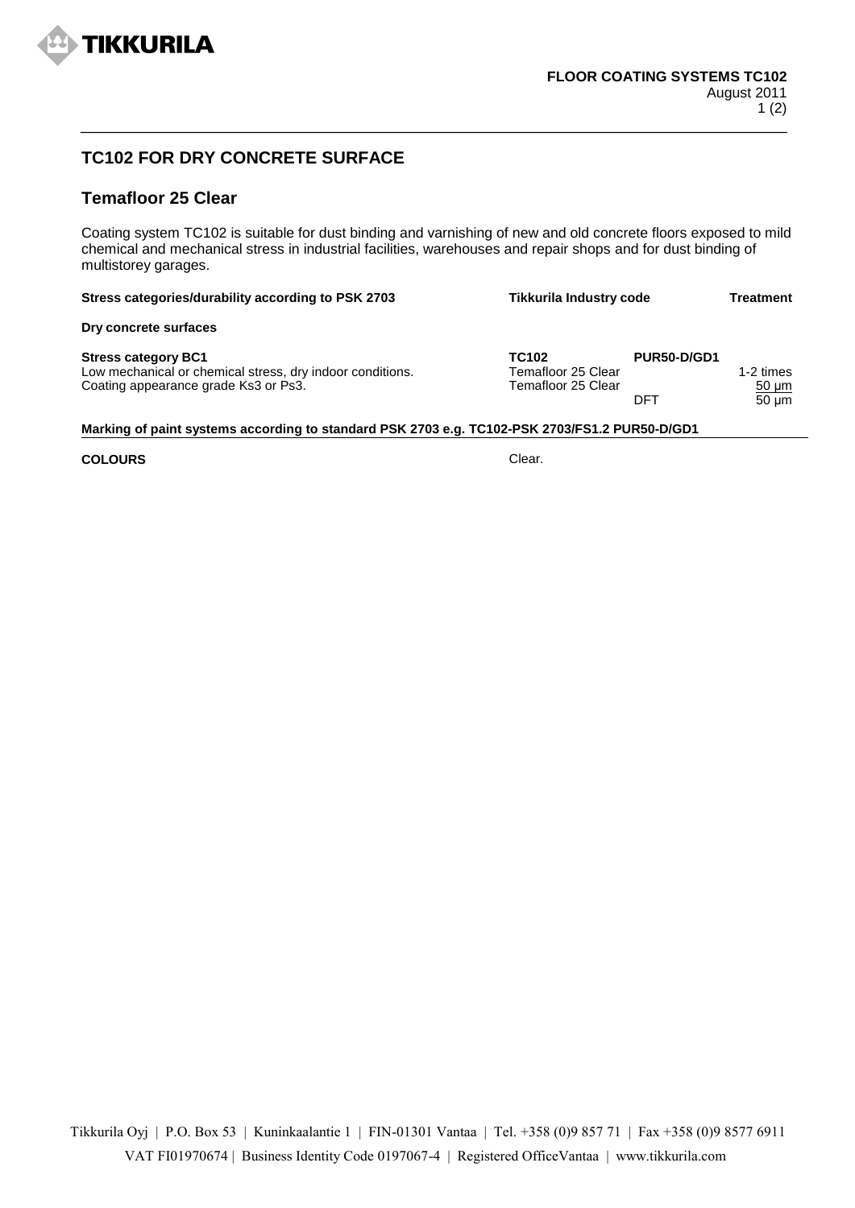**FLOOR COATING SYSTEMS TC102**
August 2011

## TC102 FOR DRY CONCRETE SURFACE

### Temafloor 25 Clear

Coating system TC102 is suitable for dust binding and varnishing of new and old concrete floors exposed to mild chemical and mechanical stress in industrial facilities, warehouses and repair shops and for dust binding of multistorey garages.

| Stress categories/durability according to PSK 2703 | Tikkurila Industry code | | Treatment |
|---|---|---|---|
| **Dry concrete surfaces** | | | |
| **Stress category BC1** | **TC102** | **PUR50-D/GD1** | |
| Low mechanical or chemical stress, dry indoor conditions. | Temafloor 25 Clear | | 1-2 times |
| Coating appearance grade Ks3 or Ps3. | Temafloor 25 Clear | | 50 µm |
| | | DFT | 50 µm |

**Marking of paint systems according to standard PSK 2703 e.g. TC102-PSK 2703/FS1.2 PUR50-D/GD1**

**COLOURS** Clear.

Tikkurila Oyj | P.O. Box 53 | Kuninkaalantie 1 | FIN-01301 Vantaa | Tel. +358 (0)9 857 71 | Fax +358 (0)9 8577 6911
VAT FI01970674 | Business Identity Code 0197067-4 | Registered OfficeVantaa | www.tikkurila.com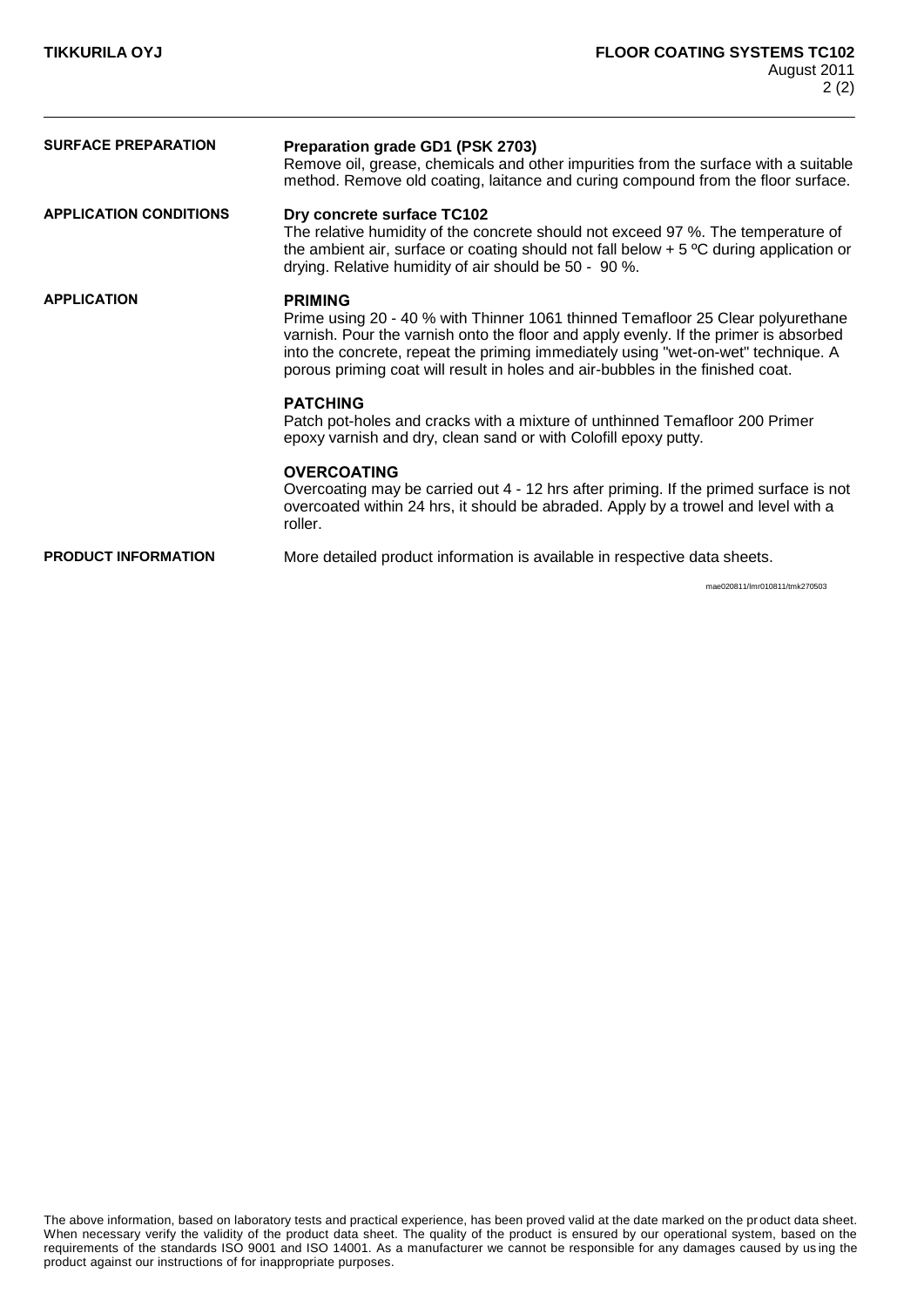**SURFACE PREPARATION**

**Preparation grade GD1 (PSK 2703)**
Remove oil, grease, chemicals and other impurities from the surface with a suitable method. Remove old coating, laitance and curing compound from the floor surface.

**APPLICATION CONDITIONS**

**Dry concrete surface TC102**
The relative humidity of the concrete should not exceed 97 %. The temperature of the ambient air, surface or coating should not fall below + 5 ºC during application or drying. Relative humidity of air should be 50 - 90 %.

**APPLICATION**

**PRIMING**
Prime using 20 - 40 % with Thinner 1061 thinned Temafloor 25 Clear polyurethane varnish. Pour the varnish onto the floor and apply evenly. If the primer is absorbed into the concrete, repeat the priming immediately using "wet-on-wet" technique. A porous priming coat will result in holes and air-bubbles in the finished coat.

**PATCHING**
Patch pot-holes and cracks with a mixture of unthinned Temafloor 200 Primer epoxy varnish and dry, clean sand or with Colofill epoxy putty.

**OVERCOATING**
Overcoating may be carried out 4 - 12 hrs after priming. If the primed surface is not overcoated within 24 hrs, it should be abraded. Apply by a trowel and level with a roller.

**PRODUCT INFORMATION**

More detailed product information is available in respective data sheets.

mae020811/lmr010811/tmk270503

The above information, based on laboratory tests and practical experience, has been proved valid at the date marked on the product data sheet. When necessary verify the validity of the product data sheet. The quality of the product is ensured by our operational system, based on the requirements of the standards ISO 9001 and ISO 14001. As a manufacturer we cannot be responsible for any damages caused by using the product against our instructions of for inappropriate purposes.